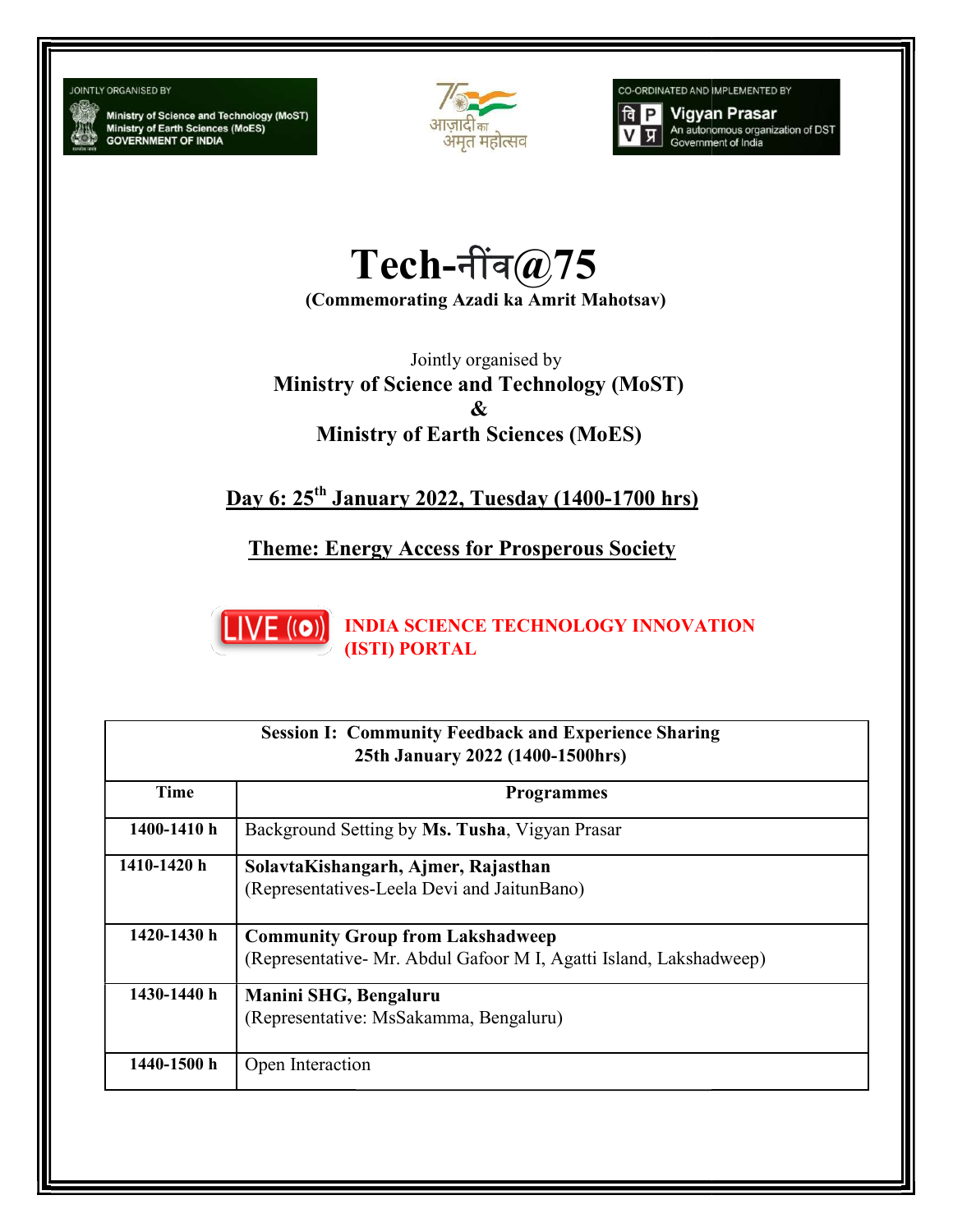JOINTLY ORGANISED BY

Ministry of Science and Technology (MoST)
Ministry of Earth Sciences (MoES)
GOVERNMENT OF INDIA

आज़ादी का अमृत महोत्सव

CO-ORDINATED AND IMPLEMENTED BY

Vigyan Prasar
An autonomous organization of DST
Government of India

# Tech-नींव@75

**(Commemorating Azadi ka Amrit Mahotsav)**

Jointly organised by

**Ministry of Science and Technology (MoST)**

**&**

**Ministry of Earth Sciences (MoES)**

## Day 6: 25th January 2022, Tuesday (1400-1700 hrs)

## Theme: Energy Access for Prosperous Society

LIVE **INDIA SCIENCE TECHNOLOGY INNOVATION (ISTI) PORTAL**

| **Session I: Community Feedback and Experience Sharing 25th January 2022 (1400-1500hrs)** | |
|---|---|
| **Time** | **Programmes** |
| **1400-1410 h** | Background Setting by **Ms. Tusha**, Vigyan Prasar |
| **1410-1420 h** | **SolavtaKishangarh, Ajmer, Rajasthan**<br>(Representatives-Leela Devi and JaitunBano) |
| **1420-1430 h** | **Community Group from Lakshadweep**<br>(Representative- Mr. Abdul Gafoor M I, Agatti Island, Lakshadweep) |
| **1430-1440 h** | **Manini SHG, Bengaluru**<br>(Representative: MsSakamma, Bengaluru) |
| **1440-1500 h** | Open Interaction |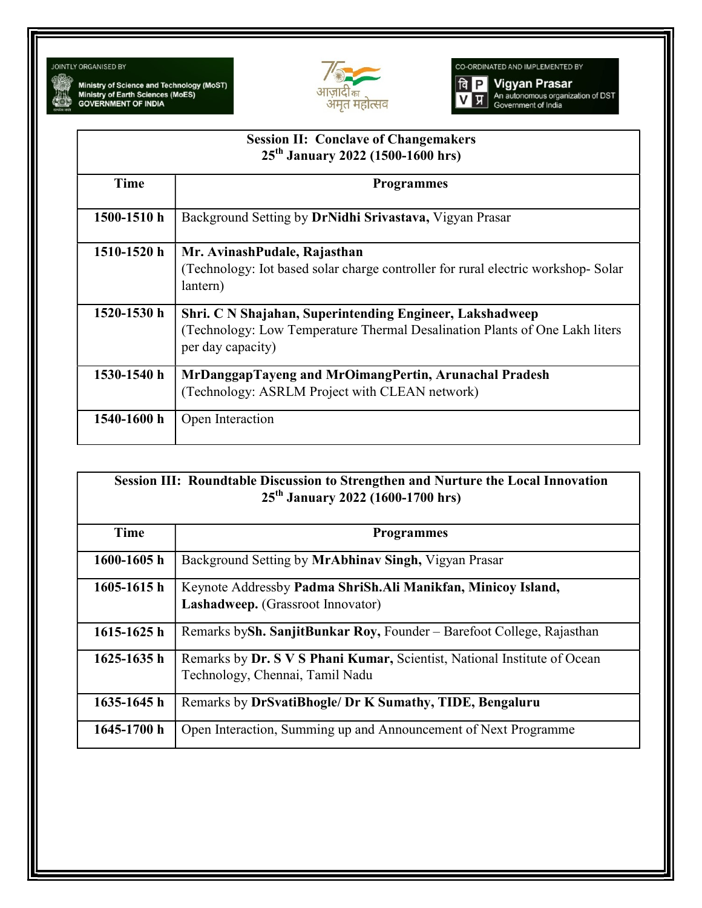JOINTLY ORGANISED BY

Ministry of Science and Technology (MoST)
Ministry of Earth Sciences (MoES)
GOVERNMENT OF INDIA

आज़ादी का अमृत महोत्सव

CO-ORDINATED AND IMPLEMENTED BY

Vigyan Prasar
An autonomous organization of DST
Government of India

| Session II: Conclave of Changemakers<br>25th January 2022 (1500-1600 hrs) | |
|---|---|
| **Time** | **Programmes** |
| **1500-1510 h** | Background Setting by **DrNidhi Srivastava,** Vigyan Prasar |
| **1510-1520 h** | **Mr. AvinashPudale, Rajasthan**<br>(Technology: Iot based solar charge controller for rural electric workshop- Solar lantern) |
| **1520-1530 h** | **Shri. C N Shajahan, Superintending Engineer, Lakshadweep**<br>(Technology: Low Temperature Thermal Desalination Plants of One Lakh liters per day capacity) |
| **1530-1540 h** | **MrDanggapTayeng and MrOimangPertin, Arunachal Pradesh**<br>(Technology: ASRLM Project with CLEAN network) |
| **1540-1600 h** | Open Interaction |

| Session III: Roundtable Discussion to Strengthen and Nurture the Local Innovation<br>25th January 2022 (1600-1700 hrs) | |
|---|---|
| **Time** | **Programmes** |
| **1600-1605 h** | Background Setting by **MrAbhinav Singh,** Vigyan Prasar |
| **1605-1615 h** | Keynote Addressby **Padma ShriSh.Ali Manikfan, Minicoy Island, Lashadweep.** (Grassroot Innovator) |
| **1615-1625 h** | Remarks by**Sh. SanjitBunkar Roy,** Founder – Barefoot College, Rajasthan |
| **1625-1635 h** | Remarks by **Dr. S V S Phani Kumar,** Scientist, National Institute of Ocean Technology, Chennai, Tamil Nadu |
| **1635-1645 h** | Remarks by **DrSvatiBhogle/ Dr K Sumathy, TIDE, Bengaluru** |
| **1645-1700 h** | Open Interaction, Summing up and Announcement of Next Programme |